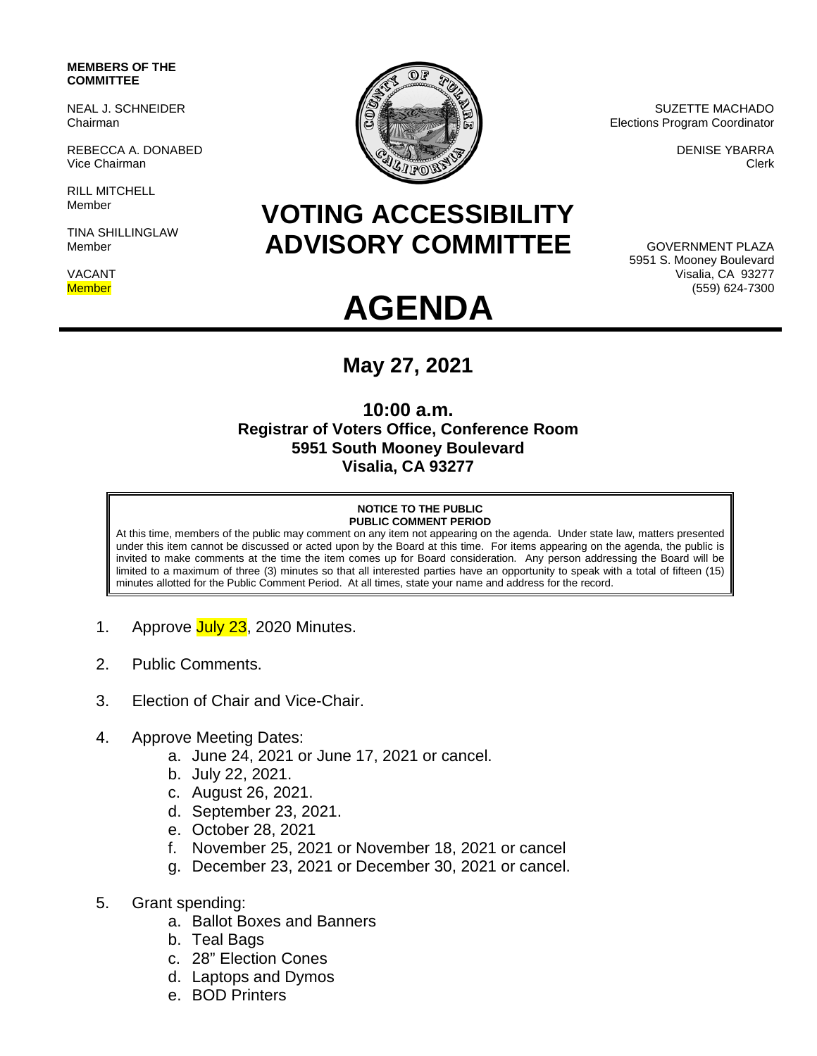**MEMBERS OF THE COMMITTEE**

NEAL J. SCHNEIDER
Chairman

REBECCA A. DONABED
Vice Chairman

RILL MITCHELL
Member

TINA SHILLINGLAW
Member

VACANT
Member

SUZETTE MACHADO
Elections Program Coordinator

DENISE YBARRA
Clerk

GOVERNMENT PLAZA
5951 S. Mooney Boulevard
Visalia, CA 93277
(559) 624-7300

# VOTING ACCESSIBILITY ADVISORY COMMITTEE

# AGENDA

## May 27, 2021

### 10:00 a.m.
### Registrar of Voters Office, Conference Room
### 5951 South Mooney Boulevard
### Visalia, CA 93277

**NOTICE TO THE PUBLIC**
**PUBLIC COMMENT PERIOD**

At this time, members of the public may comment on any item not appearing on the agenda. Under state law, matters presented under this item cannot be discussed or acted upon by the Board at this time. For items appearing on the agenda, the public is invited to make comments at the time the item comes up for Board consideration. Any person addressing the Board will be limited to a maximum of three (3) minutes so that all interested parties have an opportunity to speak with a total of fifteen (15) minutes allotted for the Public Comment Period. At all times, state your name and address for the record.

1. Approve July 23, 2020 Minutes.
2. Public Comments.
3. Election of Chair and Vice-Chair.
4. Approve Meeting Dates:
   a. June 24, 2021 or June 17, 2021 or cancel.
   b. July 22, 2021.
   c. August 26, 2021.
   d. September 23, 2021.
   e. October 28, 2021
   f. November 25, 2021 or November 18, 2021 or cancel
   g. December 23, 2021 or December 30, 2021 or cancel.
5. Grant spending:
   a. Ballot Boxes and Banners
   b. Teal Bags
   c. 28" Election Cones
   d. Laptops and Dymos
   e. BOD Printers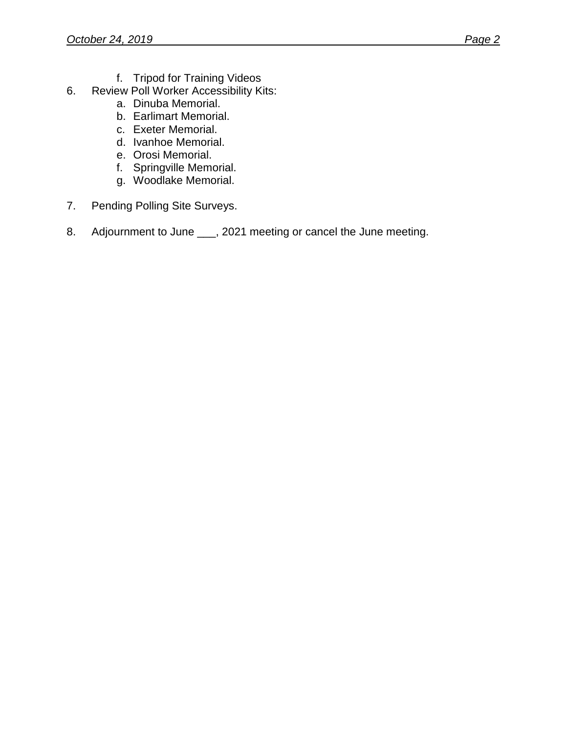f. Tripod for Training Videos

6. Review Poll Worker Accessibility Kits:
    a. Dinuba Memorial.
    b. Earlimart Memorial.
    c. Exeter Memorial.
    d. Ivanhoe Memorial.
    e. Orosi Memorial.
    f. Springville Memorial.
    g. Woodlake Memorial.

7. Pending Polling Site Surveys.

8. Adjournment to June ___, 2021 meeting or cancel the June meeting.